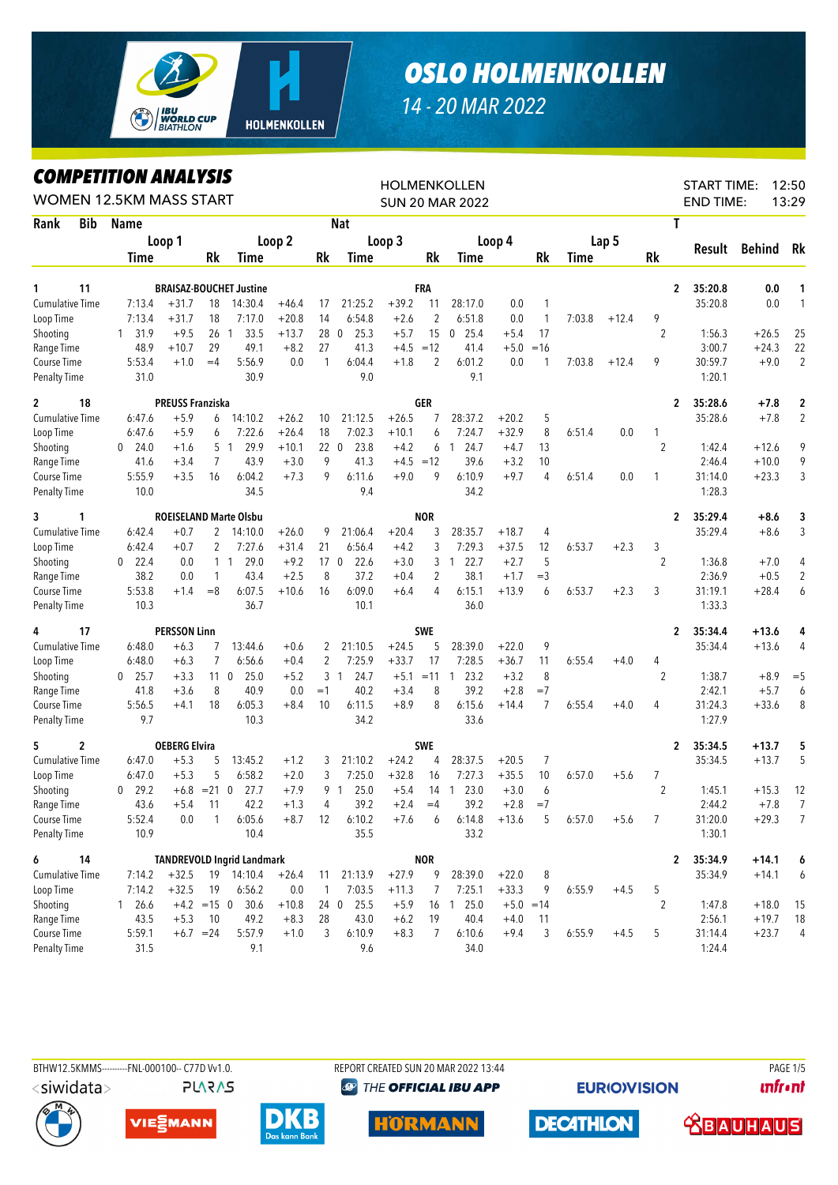# OSLO HOLMENKOLLEN

14 - 20 MAR 2022

## COMPETITION ANALYSIS

WOMEN 12.5KM MASS START

HOLMENKOLLEN
SUN 20 MAR 2022

START TIME: 12:50
END TIME: 13:29

| Rank | Bib | Name | | | Nat | | | | | | | | | | | T | Result | Behind | Rk |
|---|---|---|---|---|---|---|---|---|---|---|---|---|---|---|---|---|---|---|---|
| | | Loop 1 | | | Loop 2 | | | Loop 3 | | | Loop 4 | | | Lap 5 | | | | | |
| | | Time | | Rk | Time | | Rk | Time | | Rk | Time | | Rk | Time | | Rk | | | |
| **1** | **11** | **BRAISAZ-BOUCHET Justine** | | | | | | **FRA** | | | | | | | | **2** | **35:20.8** | **0.0** | **1** |
| Cumulative Time | | 7:13.4 | +31.7 | 18 | 14:30.4 | +46.4 | 17 | 21:25.2 | +39.2 | 11 | 28:17.0 | 0.0 | 1 | | | | 35:20.8 | 0.0 | 1 |
| Loop Time | | 7:13.4 | +31.7 | 18 | 7:17.0 | +20.8 | 14 | 6:54.8 | +2.6 | 2 | 6:51.8 | 0.0 | 1 | 7:03.8 | +12.4 | 9 | | | |
| Shooting | | 1 31.9 | +9.5 | 26 | 1 33.5 | +13.7 | 28 | 0 25.3 | +5.7 | 15 | 0 25.4 | +5.4 | 17 | | | 2 | 1:56.3 | +26.5 | 25 |
| Range Time | | 48.9 | +10.7 | 29 | 49.1 | +8.2 | 27 | 41.3 | +4.5 | =12 | 41.4 | +5.0 | =16 | | | | 3:00.7 | +24.3 | 22 |
| Course Time | | 5:53.4 | +1.0 | =4 | 5:56.9 | 0.0 | 1 | 6:04.4 | +1.8 | 2 | 6:01.2 | 0.0 | 1 | 7:03.8 | +12.4 | 9 | 30:59.7 | +9.0 | 2 |
| Penalty Time | | 31.0 | | | 30.9 | | | 9.0 | | | 9.1 | | | | | | 1:20.1 | | |
| **2** | **18** | **PREUSS Franziska** | | | | | | **GER** | | | | | | | | **2** | **35:28.6** | **+7.8** | **2** |
| Cumulative Time | | 6:47.6 | +5.9 | 6 | 14:10.2 | +26.2 | 10 | 21:12.5 | +26.5 | 7 | 28:37.2 | +20.2 | 5 | | | | 35:28.6 | +7.8 | 2 |
| Loop Time | | 6:47.6 | +5.9 | 6 | 7:22.6 | +26.4 | 18 | 7:02.3 | +10.1 | 6 | 7:24.7 | +32.9 | 8 | 6:51.4 | 0.0 | 1 | | | |
| Shooting | | 0 24.0 | +1.6 | 5 | 1 29.9 | +10.1 | 22 | 0 23.8 | +4.2 | 6 | 1 24.7 | +4.7 | 13 | | | 2 | 1:42.4 | +12.6 | 9 |
| Range Time | | 41.6 | +3.4 | 7 | 43.9 | +3.0 | 9 | 41.3 | +4.5 | =12 | 39.6 | +3.2 | 10 | | | | 2:46.4 | +10.0 | 9 |
| Course Time | | 5:55.9 | +3.5 | 16 | 6:04.2 | +7.3 | 9 | 6:11.6 | +9.0 | 9 | 6:10.9 | +9.7 | 4 | 6:51.4 | 0.0 | 1 | 31:14.0 | +23.3 | 3 |
| Penalty Time | | 10.0 | | | 34.5 | | | 9.4 | | | 34.2 | | | | | | 1:28.3 | | |
| **3** | **1** | **ROEISELAND Marte Olsbu** | | | | | | **NOR** | | | | | | | | **2** | **35:29.4** | **+8.6** | **3** |
| Cumulative Time | | 6:42.4 | +0.7 | 2 | 14:10.0 | +26.0 | 9 | 21:06.4 | +20.4 | 3 | 28:35.7 | +18.7 | 4 | | | | 35:29.4 | +8.6 | 3 |
| Loop Time | | 6:42.4 | +0.7 | 2 | 7:27.6 | +31.4 | 21 | 6:56.4 | +4.2 | 3 | 7:29.3 | +37.5 | 12 | 6:53.7 | +2.3 | 3 | | | |
| Shooting | | 0 22.4 | 0.0 | 1 | 1 29.0 | +9.2 | 17 | 0 22.6 | +3.0 | 3 | 1 22.7 | +2.7 | 5 | | | 2 | 1:36.8 | +7.0 | 4 |
| Range Time | | 38.2 | 0.0 | 1 | 43.4 | +2.5 | 8 | 37.2 | +0.4 | 2 | 38.1 | +1.7 | =3 | | | | 2:36.9 | +0.5 | 2 |
| Course Time | | 5:53.8 | +1.4 | =8 | 6:07.5 | +10.6 | 16 | 6:09.0 | +6.4 | 4 | 6:15.1 | +13.9 | 6 | 6:53.7 | +2.3 | 3 | 31:19.1 | +28.4 | 6 |
| Penalty Time | | 10.3 | | | 36.7 | | | 10.1 | | | 36.0 | | | | | | 1:33.3 | | |
| **4** | **17** | **PERSSON Linn** | | | | | | **SWE** | | | | | | | | **2** | **35:34.4** | **+13.6** | **4** |
| Cumulative Time | | 6:48.0 | +6.3 | 7 | 13:44.6 | +0.6 | 2 | 21:10.5 | +24.5 | 5 | 28:39.0 | +22.0 | 9 | | | | 35:34.4 | +13.6 | 4 |
| Loop Time | | 6:48.0 | +6.3 | 7 | 6:56.6 | +0.4 | 2 | 7:25.9 | +33.7 | 17 | 7:28.5 | +36.7 | 11 | 6:55.4 | +4.0 | 4 | | | |
| Shooting | | 0 25.7 | +3.3 | 11 | 0 25.0 | +5.2 | 3 | 1 24.7 | +5.1 | =11 | 1 23.2 | +3.2 | 8 | | | 2 | 1:38.7 | +8.9 | =5 |
| Range Time | | 41.8 | +3.6 | 8 | 40.9 | 0.0 | =1 | 40.2 | +3.4 | 8 | 39.2 | +2.8 | =7 | | | | 2:42.1 | +5.7 | 6 |
| Course Time | | 5:56.5 | +4.1 | 18 | 6:05.3 | +8.4 | 10 | 6:11.5 | +8.9 | 8 | 6:15.6 | +14.4 | 7 | 6:55.4 | +4.0 | 4 | 31:24.3 | +33.6 | 8 |
| Penalty Time | | 9.7 | | | 10.3 | | | 34.2 | | | 33.6 | | | | | | 1:27.9 | | |
| **5** | **2** | **OEBERG Elvira** | | | | | | **SWE** | | | | | | | | **2** | **35:34.5** | **+13.7** | **5** |
| Cumulative Time | | 6:47.0 | +5.3 | 5 | 13:45.2 | +1.2 | 3 | 21:10.2 | +24.2 | 4 | 28:37.5 | +20.5 | 7 | | | | 35:34.5 | +13.7 | 5 |
| Loop Time | | 6:47.0 | +5.3 | 5 | 6:58.2 | +2.0 | 3 | 7:25.0 | +32.8 | 16 | 7:27.3 | +35.5 | 10 | 6:57.0 | +5.6 | 7 | | | |
| Shooting | | 0 29.2 | +6.8 | =21 | 0 27.7 | +7.9 | 9 | 1 25.0 | +5.4 | 14 | 1 23.0 | +3.0 | 6 | | | 2 | 1:45.1 | +15.3 | 12 |
| Range Time | | 43.6 | +5.4 | 11 | 42.2 | +1.3 | 4 | 39.2 | +2.4 | =4 | 39.2 | +2.8 | =7 | | | | 2:44.2 | +7.8 | 7 |
| Course Time | | 5:52.4 | 0.0 | 1 | 6:05.6 | +8.7 | 12 | 6:10.2 | +7.6 | 6 | 6:14.8 | +13.6 | 5 | 6:57.0 | +5.6 | 7 | 31:20.0 | +29.3 | 7 |
| Penalty Time | | 10.9 | | | 10.4 | | | 35.5 | | | 33.2 | | | | | | 1:30.1 | | |
| **6** | **14** | **TANDREVOLD Ingrid Landmark** | | | | | | **NOR** | | | | | | | | **2** | **35:34.9** | **+14.1** | **6** |
| Cumulative Time | | 7:14.2 | +32.5 | 19 | 14:10.4 | +26.4 | 11 | 21:13.9 | +27.9 | 9 | 28:39.0 | +22.0 | 8 | | | | 35:34.9 | +14.1 | 6 |
| Loop Time | | 7:14.2 | +32.5 | 19 | 6:56.2 | 0.0 | 1 | 7:03.5 | +11.3 | 7 | 7:25.1 | +33.3 | 9 | 6:55.9 | +4.5 | 5 | | | |
| Shooting | | 1 26.6 | +4.2 | =15 | 0 30.6 | +10.8 | 24 | 0 25.5 | +5.9 | 16 | 1 25.0 | +5.0 | =14 | | | 2 | 1:47.8 | +18.0 | 15 |
| Range Time | | 43.5 | +5.3 | 10 | 49.2 | +8.3 | 28 | 43.0 | +6.2 | 19 | 40.4 | +4.0 | 11 | | | | 2:56.1 | +19.7 | 18 |
| Course Time | | 5:59.1 | +6.7 | =24 | 5:57.9 | +1.0 | 3 | 6:10.9 | +8.3 | 7 | 6:10.6 | +9.4 | 3 | 6:55.9 | +4.5 | 5 | 31:14.4 | +23.7 | 4 |
| Penalty Time | | 31.5 | | | 9.1 | | | 9.6 | | | 34.0 | | | | | | 1:24.4 | | |

BTHW12.5KMMS---------FNL-000100-- C77D Vv1.0. REPORT CREATED SUN 20 MAR 2022 13:44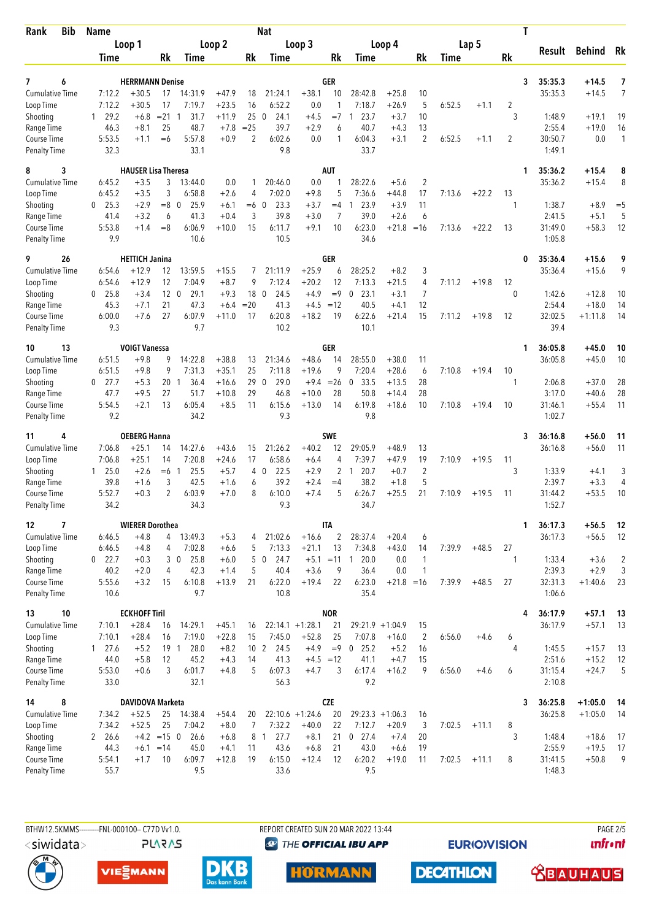| Rank | Bib | Name | | | | | | Nat | | | | | | | | | T | Result | Behind | Rk |
|---|---|---|---|---|---|---|---|---|---|---|---|---|---|---|---|---|---|---|---|---|
| | | Loop 1 | | | Loop 2 | | | Loop 3 | | | Loop 4 | | | Lap 5 | | | | | | |
| | | Time | | Rk | Time | | Rk | Time | | Rk | Time | | Rk | Time | | Rk | | | | |
| 7 | 6 | HERRMANN Denise | | | | | | GER | | | | | | | | | 3 | 35:35.3 | +14.5 | 7 |
| Cumulative Time | | 7:12.2 | +30.5 | 17 | 14:31.9 | +47.9 | 18 | 21:24.1 | +38.1 | 10 | 28:42.8 | +25.8 | 10 | | | | | 35:35.3 | +14.5 | 7 |
| Loop Time | | 7:12.2 | +30.5 | 17 | 7:19.7 | +23.5 | 16 | 6:52.2 | 0.0 | 1 | 7:18.7 | +26.9 | 5 | 6:52.5 | +1.1 | 2 | | | | |
| Shooting | | 1 29.2 | +6.8 | =21 | 1 31.7 | +11.9 | 25 | 0 24.1 | +4.5 | =7 | 1 23.7 | +3.7 | 10 | | | | 3 | 1:48.9 | +19.1 | 19 |
| Range Time | | 46.3 | +8.1 | 25 | 48.7 | +7.8 | =25 | 39.7 | +2.9 | 6 | 40.7 | +4.3 | 13 | | | | | 2:55.4 | +19.0 | 16 |
| Course Time | | 5:53.5 | +1.1 | =6 | 5:57.8 | +0.9 | 2 | 6:02.6 | 0.0 | 1 | 6:04.3 | +3.1 | 2 | 6:52.5 | +1.1 | 2 | | 30:50.7 | 0.0 | 1 |
| Penalty Time | | 32.3 | | | 33.1 | | | 9.8 | | | 33.7 | | | | | | | 1:49.1 | | |
| 8 | 3 | HAUSER Lisa Theresa | | | | | | AUT | | | | | | | | | 1 | 35:36.2 | +15.4 | 8 |
| Cumulative Time | | 6:45.2 | +3.5 | 3 | 13:44.0 | 0.0 | 1 | 20:46.0 | 0.0 | 1 | 28:22.6 | +5.6 | 2 | | | | | 35:36.2 | +15.4 | 8 |
| Loop Time | | 6:45.2 | +3.5 | 3 | 6:58.8 | +2.6 | 4 | 7:02.0 | +9.8 | 5 | 7:36.6 | +44.8 | 17 | 7:13.6 | +22.2 | 13 | | | | |
| Shooting | | 0 25.3 | +2.9 | =8 | 0 25.9 | +6.1 | =6 | 0 23.3 | +3.7 | =4 | 1 23.9 | +3.9 | 11 | | | | 1 | 1:38.7 | +8.9 | =5 |
| Range Time | | 41.4 | +3.2 | 6 | 41.3 | +0.4 | 3 | 39.8 | +3.0 | 7 | 39.0 | +2.6 | 6 | | | | | 2:41.5 | +5.1 | 5 |
| Course Time | | 5:53.8 | +1.4 | =8 | 6:06.9 | +10.0 | 15 | 6:11.7 | +9.1 | 10 | 6:23.0 | +21.8 | =16 | 7:13.6 | +22.2 | 13 | | 31:49.0 | +58.3 | 12 |
| Penalty Time | | 9.9 | | | 10.6 | | | 10.5 | | | 34.6 | | | | | | | 1:05.8 | | |
| 9 | 26 | HETTICH Janina | | | | | | GER | | | | | | | | | 0 | 35:36.4 | +15.6 | 9 |
| Cumulative Time | | 6:54.6 | +12.9 | 12 | 13:59.5 | +15.5 | 7 | 21:11.9 | +25.9 | 6 | 28:25.2 | +8.2 | 3 | | | | | 35:36.4 | +15.6 | 9 |
| Loop Time | | 6:54.6 | +12.9 | 12 | 7:04.9 | +8.7 | 9 | 7:12.4 | +20.2 | 12 | 7:13.3 | +21.5 | 4 | 7:11.2 | +19.8 | 12 | | | | |
| Shooting | | 0 25.8 | +3.4 | 12 | 0 29.1 | +9.3 | 18 | 0 24.5 | +4.9 | =9 | 0 23.1 | +3.1 | 7 | | | | 0 | 1:42.6 | +12.8 | 10 |
| Range Time | | 45.3 | +7.1 | 21 | 47.3 | +6.4 | =20 | 41.3 | +4.5 | =12 | 40.5 | +4.1 | 12 | | | | | 2:54.4 | +18.0 | 14 |
| Course Time | | 6:00.0 | +7.6 | 27 | 6:07.9 | +11.0 | 17 | 6:20.8 | +18.2 | 19 | 6:22.6 | +21.4 | 15 | 7:11.2 | +19.8 | 12 | | 32:02.5 | +1:11.8 | 14 |
| Penalty Time | | 9.3 | | | 9.7 | | | 10.2 | | | 10.1 | | | | | | | 39.4 | | |
| 10 | 13 | VOIGT Vanessa | | | | | | GER | | | | | | | | | 1 | 36:05.8 | +45.0 | 10 |
| Cumulative Time | | 6:51.5 | +9.8 | 9 | 14:22.8 | +38.8 | 13 | 21:34.6 | +48.6 | 14 | 28:55.0 | +38.0 | 11 | | | | | 36:05.8 | +45.0 | 10 |
| Loop Time | | 6:51.5 | +9.8 | 9 | 7:31.3 | +35.1 | 25 | 7:11.8 | +19.6 | 9 | 7:20.4 | +28.6 | 6 | 7:10.8 | +19.4 | 10 | | | | |
| Shooting | | 0 27.7 | +5.3 | 20 | 1 36.4 | +16.6 | 29 | 0 29.0 | +9.4 | =26 | 0 33.5 | +13.5 | 28 | | | | 1 | 2:06.8 | +37.0 | 28 |
| Range Time | | 47.7 | +9.5 | 27 | 51.7 | +10.8 | 29 | 46.8 | +10.0 | 28 | 50.8 | +14.4 | 28 | | | | | 3:17.0 | +40.6 | 28 |
| Course Time | | 5:54.5 | +2.1 | 13 | 6:05.4 | +8.5 | 11 | 6:15.6 | +13.0 | 14 | 6:19.8 | +18.6 | 10 | 7:10.8 | +19.4 | 10 | | 31:46.1 | +55.4 | 11 |
| Penalty Time | | 9.2 | | | 34.2 | | | 9.3 | | | 9.8 | | | | | | | 1:02.7 | | |
| 11 | 4 | OEBERG Hanna | | | | | | SWE | | | | | | | | | 3 | 36:16.8 | +56.0 | 11 |
| Cumulative Time | | 7:06.8 | +25.1 | 14 | 14:27.6 | +43.6 | 15 | 21:26.2 | +40.2 | 12 | 29:05.9 | +48.9 | 13 | | | | | 36:16.8 | +56.0 | 11 |
| Loop Time | | 7:06.8 | +25.1 | 14 | 7:20.8 | +24.6 | 17 | 6:58.6 | +6.4 | 4 | 7:39.7 | +47.9 | 19 | 7:10.9 | +19.5 | 11 | | | | |
| Shooting | | 1 25.0 | +2.6 | =6 | 1 25.5 | +5.7 | 4 | 0 22.5 | +2.9 | 2 | 1 20.7 | +0.7 | 2 | | | | 3 | 1:33.9 | +4.1 | 3 |
| Range Time | | 39.8 | +1.6 | 3 | 42.5 | +1.6 | 6 | 39.2 | +2.4 | =4 | 38.2 | +1.8 | 5 | | | | | 2:39.7 | +3.3 | 4 |
| Course Time | | 5:52.7 | +0.3 | 2 | 6:03.9 | +7.0 | 8 | 6:10.0 | +7.4 | 5 | 6:26.7 | +25.5 | 21 | 7:10.9 | +19.5 | 11 | | 31:44.2 | +53.5 | 10 |
| Penalty Time | | 34.2 | | | 34.3 | | | 9.3 | | | 34.7 | | | | | | | 1:52.7 | | |
| 12 | 7 | WIERER Dorothea | | | | | | ITA | | | | | | | | | 1 | 36:17.3 | +56.5 | 12 |
| Cumulative Time | | 6:46.5 | +4.8 | 4 | 13:49.3 | +5.3 | 4 | 21:02.6 | +16.6 | 2 | 28:37.4 | +20.4 | 6 | | | | | 36:17.3 | +56.5 | 12 |
| Loop Time | | 6:46.5 | +4.8 | 4 | 7:02.8 | +6.6 | 5 | 7:13.3 | +21.1 | 13 | 7:34.8 | +43.0 | 14 | 7:39.9 | +48.5 | 27 | | | | |
| Shooting | | 0 22.7 | +0.3 | 3 | 0 25.8 | +6.0 | 5 | 0 24.7 | +5.1 | =11 | 1 20.0 | 0.0 | 1 | | | | 1 | 1:33.4 | +3.6 | 2 |
| Range Time | | 40.2 | +2.0 | 4 | 42.3 | +1.4 | 5 | 40.4 | +3.6 | 9 | 36.4 | 0.0 | 1 | | | | | 2:39.3 | +2.9 | 3 |
| Course Time | | 5:55.6 | +3.2 | 15 | 6:10.8 | +13.9 | 21 | 6:22.0 | +19.4 | 22 | 6:23.0 | +21.8 | =16 | 7:39.9 | +48.5 | 27 | | 32:31.3 | +1:40.6 | 23 |
| Penalty Time | | 10.6 | | | 9.7 | | | 10.8 | | | 35.4 | | | | | | | 1:06.6 | | |
| 13 | 10 | ECKHOFF Tiril | | | | | | NOR | | | | | | | | | 4 | 36:17.9 | +57.1 | 13 |
| Cumulative Time | | 7:10.1 | +28.4 | 16 | 14:29.1 | +45.1 | 16 | 22:14.1 | +1:28.1 | 21 | 29:21.9 | +1:04.9 | 15 | | | | | 36:17.9 | +57.1 | 13 |
| Loop Time | | 7:10.1 | +28.4 | 16 | 7:19.0 | +22.8 | 15 | 7:45.0 | +52.8 | 25 | 7:07.8 | +16.0 | 2 | 6:56.0 | +4.6 | 6 | | | | |
| Shooting | | 1 27.6 | +5.2 | 19 | 1 28.0 | +8.2 | 10 | 2 24.5 | +4.9 | =9 | 0 25.2 | +5.2 | 16 | | | | 4 | 1:45.5 | +15.7 | 13 |
| Range Time | | 44.0 | +5.8 | 12 | 45.2 | +4.3 | 14 | 41.3 | +4.5 | =12 | 41.1 | +4.7 | 15 | | | | | 2:51.6 | +15.2 | 12 |
| Course Time | | 5:53.0 | +0.6 | 3 | 6:01.7 | +4.8 | 5 | 6:07.3 | +4.7 | 3 | 6:17.4 | +16.2 | 9 | 6:56.0 | +4.6 | 6 | | 31:15.4 | +24.7 | 5 |
| Penalty Time | | 33.0 | | | 32.1 | | | 56.3 | | | 9.2 | | | | | | | 2:10.8 | | |
| 14 | 8 | DAVIDOVA Marketa | | | | | | CZE | | | | | | | | | 3 | 36:25.8 | +1:05.0 | 14 |
| Cumulative Time | | 7:34.2 | +52.5 | 25 | 14:38.4 | +54.4 | 20 | 22:10.6 | +1:24.6 | 20 | 29:23.3 | +1:06.3 | 16 | | | | | 36:25.8 | +1:05.0 | 14 |
| Loop Time | | 7:34.2 | +52.5 | 25 | 7:04.2 | +8.0 | 7 | 7:32.2 | +40.0 | 22 | 7:12.7 | +20.9 | 3 | 7:02.5 | +11.1 | 8 | | | | |
| Shooting | | 2 26.6 | +4.2 | =15 | 0 26.6 | +6.8 | 8 | 1 27.7 | +8.1 | 21 | 0 27.4 | +7.4 | 20 | | | | 3 | 1:48.4 | +18.6 | 17 |
| Range Time | | 44.3 | +6.1 | =14 | 45.0 | +4.1 | 11 | 43.6 | +6.8 | 21 | 43.0 | +6.6 | 19 | | | | | 2:55.9 | +19.5 | 17 |
| Course Time | | 5:54.1 | +1.7 | 10 | 6:09.7 | +12.8 | 19 | 6:15.0 | +12.4 | 12 | 6:20.2 | +19.0 | 11 | 7:02.5 | +11.1 | 8 | | 31:41.5 | +50.8 | 9 |
| Penalty Time | | 55.7 | | | 9.5 | | | 33.6 | | | 9.5 | | | | | | | 1:48.3 | | |

BTHW12.5KMMS---------FNL-000100-- C77D Vv1.0. REPORT CREATED SUN 20 MAR 2022 13:44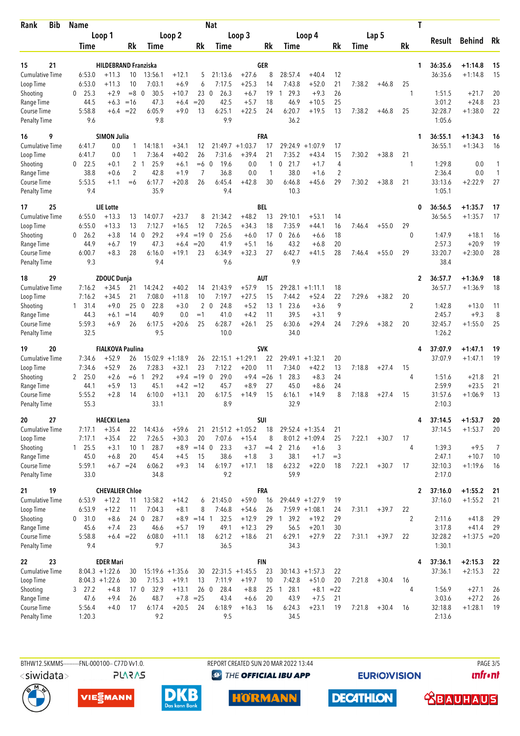| Rank | Bib | Name | | | Nat | | | | | | | | | | | | | T | Result | Behind | Rk |
|---|---|---|---|---|---|---|---|---|---|---|---|---|---|---|---|---|---|---|---|---|---|
| | | Loop 1 | | | Loop 2 | | | Loop 3 | | | Loop 4 | | | Lap 5 | | | | | | | |
| | | Time | | Rk | Time | | Rk | Time | | Rk | Time | | Rk | Time | | Rk | | | | | |
| 15 | 21 | HILDEBRAND Franziska | | | | | | GER | | | | | | | | | | 1 | 36:35.6 | +1:14.8 | 15 |
| Cumulative Time | | 6:53.0 | +11.3 | 10 | 13:56.1 | +12.1 | 5 | 21:13.6 | +27.6 | 8 | 28:57.4 | +40.4 | 12 | | | | | | 36:35.6 | +1:14.8 | 15 |
| Loop Time | | 6:53.0 | +11.3 | 10 | 7:03.1 | +6.9 | 6 | 7:17.5 | +25.3 | 14 | 7:43.8 | +52.0 | 21 | 7:38.2 | +46.8 | 25 | | | | | |
| Shooting | | 0 25.3 | +2.9 | =8 | 0 30.5 | +10.7 | 23 | 0 26.3 | +6.7 | 19 | 1 29.3 | +9.3 | 26 | | | | 1 | | 1:51.5 | +21.7 | 20 |
| Range Time | | 44.5 | +6.3 | =16 | 47.3 | +6.4 | =20 | 42.5 | +5.7 | 18 | 46.9 | +10.5 | 25 | | | | | | 3:01.2 | +24.8 | 23 |
| Course Time | | 5:58.8 | +6.4 | =22 | 6:05.9 | +9.0 | 13 | 6:25.1 | +22.5 | 24 | 6:20.7 | +19.5 | 13 | 7:38.2 | +46.8 | 25 | | | 32:28.7 | +1:38.0 | 22 |
| Penalty Time | | 9.6 | | | 9.8 | | | 9.9 | | | 36.2 | | | | | | | | 1:05.6 | | |
| 16 | 9 | SIMON Julia | | | | | | FRA | | | | | | | | | | 1 | 36:55.1 | +1:34.3 | 16 |
| Cumulative Time | | 6:41.7 | 0.0 | 1 | 14:18.1 | +34.1 | 12 | 21:49.7 | +1:03.7 | 17 | 29:24.9 | +1:07.9 | 17 | | | | | | 36:55.1 | +1:34.3 | 16 |
| Loop Time | | 6:41.7 | 0.0 | 1 | 7:36.4 | +40.2 | 26 | 7:31.6 | +39.4 | 21 | 7:35.2 | +43.4 | 15 | 7:30.2 | +38.8 | 21 | | | | | |
| Shooting | | 0 22.5 | +0.1 | 2 | 1 25.9 | +6.1 | =6 | 0 19.6 | 0.0 | 1 | 0 21.7 | +1.7 | 4 | | | | 1 | | 1:29.8 | 0.0 | 1 |
| Range Time | | 38.8 | +0.6 | 2 | 42.8 | +1.9 | 7 | 36.8 | 0.0 | 1 | 38.0 | +1.6 | 2 | | | | | | 2:36.4 | 0.0 | 1 |
| Course Time | | 5:53.5 | +1.1 | =6 | 6:17.7 | +20.8 | 26 | 6:45.4 | +42.8 | 30 | 6:46.8 | +45.6 | 29 | 7:30.2 | +38.8 | 21 | | | 33:13.6 | +2:22.9 | 27 |
| Penalty Time | | 9.4 | | | 35.9 | | | 9.4 | | | 10.3 | | | | | | | | 1:05.1 | | |
| 17 | 25 | LIE Lotte | | | | | | BEL | | | | | | | | | | 0 | 36:56.5 | +1:35.7 | 17 |
| Cumulative Time | | 6:55.0 | +13.3 | 13 | 14:07.7 | +23.7 | 8 | 21:34.2 | +48.2 | 13 | 29:10.1 | +53.1 | 14 | | | | | | 36:56.5 | +1:35.7 | 17 |
| Loop Time | | 6:55.0 | +13.3 | 13 | 7:12.7 | +16.5 | 12 | 7:26.5 | +34.3 | 18 | 7:35.9 | +44.1 | 16 | 7:46.4 | +55.0 | 29 | | | | | |
| Shooting | | 0 26.2 | +3.8 | 14 | 0 29.2 | +9.4 | =19 | 0 25.6 | +6.0 | 17 | 0 26.6 | +6.6 | 18 | | | | 0 | | 1:47.9 | +18.1 | 16 |
| Range Time | | 44.9 | +6.7 | 19 | 47.3 | +6.4 | =20 | 41.9 | +5.1 | 16 | 43.2 | +6.8 | 20 | | | | | | 2:57.3 | +20.9 | 19 |
| Course Time | | 6:00.7 | +8.3 | 28 | 6:16.0 | +19.1 | 23 | 6:34.9 | +32.3 | 27 | 6:42.7 | +41.5 | 28 | 7:46.4 | +55.0 | 29 | | | 33:20.7 | +2:30.0 | 28 |
| Penalty Time | | 9.3 | | | 9.4 | | | 9.6 | | | 9.9 | | | | | | | | 38.4 | | |
| 18 | 29 | ZDOUC Dunja | | | | | | AUT | | | | | | | | | | 2 | 36:57.7 | +1:36.9 | 18 |
| Cumulative Time | | 7:16.2 | +34.5 | 21 | 14:24.2 | +40.2 | 14 | 21:43.9 | +57.9 | 15 | 29:28.1 | +1:11.1 | 18 | | | | | | 36:57.7 | +1:36.9 | 18 |
| Loop Time | | 7:16.2 | +34.5 | 21 | 7:08.0 | +11.8 | 10 | 7:19.7 | +27.5 | 15 | 7:44.2 | +52.4 | 22 | 7:29.6 | +38.2 | 20 | | | | | |
| Shooting | | 1 31.4 | +9.0 | 25 | 0 22.8 | +3.0 | 2 | 0 24.8 | +5.2 | 13 | 1 23.6 | +3.6 | 9 | | | | 2 | | 1:42.8 | +13.0 | 11 |
| Range Time | | 44.3 | +6.1 | =14 | 40.9 | 0.0 | =1 | 41.0 | +4.2 | 11 | 39.5 | +3.1 | 9 | | | | | | 2:45.7 | +9.3 | 8 |
| Course Time | | 5:59.3 | +6.9 | 26 | 6:17.5 | +20.6 | 25 | 6:28.7 | +26.1 | 25 | 6:30.6 | +29.4 | 24 | 7:29.6 | +38.2 | 20 | | | 32:45.7 | +1:55.0 | 25 |
| Penalty Time | | 32.5 | | | 9.5 | | | 10.0 | | | 34.0 | | | | | | | | 1:26.2 | | |
| 19 | 20 | FIALKOVA Paulina | | | | | | SVK | | | | | | | | | | 4 | 37:07.9 | +1:47.1 | 19 |
| Cumulative Time | | 7:34.6 | +52.9 | 26 | 15:02.9 | +1:18.9 | 26 | 22:15.1 | +1:29.1 | 22 | 29:49.1 | +1:32.1 | 20 | | | | | | 37:07.9 | +1:47.1 | 19 |
| Loop Time | | 7:34.6 | +52.9 | 26 | 7:28.3 | +32.1 | 23 | 7:12.2 | +20.0 | 11 | 7:34.0 | +42.2 | 13 | 7:18.8 | +27.4 | 15 | | | | | |
| Shooting | | 2 25.0 | +2.6 | =6 | 1 29.2 | +9.4 | =19 | 0 29.0 | +9.4 | =26 | 1 28.3 | +8.3 | 24 | | | | 4 | | 1:51.6 | +21.8 | 21 |
| Range Time | | 44.1 | +5.9 | 13 | 45.1 | +4.2 | =12 | 45.7 | +8.9 | 27 | 45.0 | +8.6 | 24 | | | | | | 2:59.9 | +23.5 | 21 |
| Course Time | | 5:55.2 | +2.8 | 14 | 6:10.0 | +13.1 | 20 | 6:17.5 | +14.9 | 15 | 6:16.1 | +14.9 | 8 | 7:18.8 | +27.4 | 15 | | | 31:57.6 | +1:06.9 | 13 |
| Penalty Time | | 55.3 | | | 33.1 | | | 8.9 | | | 32.9 | | | | | | | | 2:10.3 | | |
| 20 | 27 | HAECKI Lena | | | | | | SUI | | | | | | | | | | 4 | 37:14.5 | +1:53.7 | 20 |
| Cumulative Time | | 7:17.1 | +35.4 | 22 | 14:43.6 | +59.6 | 21 | 21:51.2 | +1:05.2 | 18 | 29:52.4 | +1:35.4 | 21 | | | | | | 37:14.5 | +1:53.7 | 20 |
| Loop Time | | 7:17.1 | +35.4 | 22 | 7:26.5 | +30.3 | 20 | 7:07.6 | +15.4 | 8 | 8:01.2 | +1:09.4 | 25 | 7:22.1 | +30.7 | 17 | | | | | |
| Shooting | | 1 25.5 | +3.1 | 10 | 1 28.7 | +8.9 | =14 | 0 23.3 | +3.7 | =4 | 2 21.6 | +1.6 | 3 | | | | 4 | | 1:39.3 | +9.5 | 7 |
| Range Time | | 45.0 | +6.8 | 20 | 45.4 | +4.5 | 15 | 38.6 | +1.8 | 3 | 38.1 | +1.7 | =3 | | | | | | 2:47.1 | +10.7 | 10 |
| Course Time | | 5:59.1 | +6.7 | =24 | 6:06.2 | +9.3 | 14 | 6:19.7 | +17.1 | 18 | 6:23.2 | +22.0 | 18 | 7:22.1 | +30.7 | 17 | | | 32:10.3 | +1:19.6 | 16 |
| Penalty Time | | 33.0 | | | 34.8 | | | 9.2 | | | 59.9 | | | | | | | | 2:17.0 | | |
| 21 | 19 | CHEVALIER Chloe | | | | | | FRA | | | | | | | | | | 2 | 37:16.0 | +1:55.2 | 21 |
| Cumulative Time | | 6:53.9 | +12.2 | 11 | 13:58.2 | +14.2 | 6 | 21:45.0 | +59.0 | 16 | 29:44.9 | +1:27.9 | 19 | | | | | | 37:16.0 | +1:55.2 | 21 |
| Loop Time | | 6:53.9 | +12.2 | 11 | 7:04.3 | +8.1 | 8 | 7:46.8 | +54.6 | 26 | 7:59.9 | +1:08.1 | 24 | 7:31.1 | +39.7 | 22 | | | | | |
| Shooting | | 0 31.0 | +8.6 | 24 | 0 28.7 | +8.9 | =14 | 1 32.5 | +12.9 | 29 | 1 39.2 | +19.2 | 29 | | | | 2 | | 2:11.6 | +41.8 | 29 |
| Range Time | | 45.6 | +7.4 | 23 | 46.6 | +5.7 | 19 | 49.1 | +12.3 | 29 | 56.5 | +20.1 | 30 | | | | | | 3:17.8 | +41.4 | 29 |
| Course Time | | 5:58.8 | +6.4 | =22 | 6:08.0 | +11.1 | 18 | 6:21.2 | +18.6 | 21 | 6:29.1 | +27.9 | 22 | 7:31.1 | +39.7 | 22 | | | 32:28.2 | +1:37.5 | =20 |
| Penalty Time | | 9.4 | | | 9.7 | | | 36.5 | | | 34.3 | | | | | | | | 1:30.1 | | |
| 22 | 23 | EDER Mari | | | | | | FIN | | | | | | | | | | 4 | 37:36.1 | +2:15.3 | 22 |
| Cumulative Time | | 8:04.3 | +1:22.6 | 30 | 15:19.6 | +1:35.6 | 30 | 22:31.5 | +1:45.5 | 23 | 30:14.3 | +1:57.3 | 22 | | | | | | 37:36.1 | +2:15.3 | 22 |
| Loop Time | | 8:04.3 | +1:22.6 | 30 | 7:15.3 | +19.1 | 13 | 7:11.9 | +19.7 | 10 | 7:42.8 | +51.0 | 20 | 7:21.8 | +30.4 | 16 | | | | | |
| Shooting | | 3 27.2 | +4.8 | 17 | 0 32.9 | +13.1 | 26 | 0 28.4 | +8.8 | 25 | 1 28.1 | +8.1 | =22 | | | | 4 | | 1:56.9 | +27.1 | 26 |
| Range Time | | 47.6 | +9.4 | 26 | 48.7 | +7.8 | =25 | 43.4 | +6.6 | 20 | 43.9 | +7.5 | 21 | | | | | | 3:03.6 | +27.2 | 26 |
| Course Time | | 5:56.4 | +4.0 | 17 | 6:17.4 | +20.5 | 24 | 6:18.9 | +16.3 | 16 | 6:24.3 | +23.1 | 19 | 7:21.8 | +30.4 | 16 | | | 32:18.8 | +1:28.1 | 19 |
| Penalty Time | | 1:20.3 | | | 9.2 | | | 9.5 | | | 34.5 | | | | | | | | 2:13.6 | | |

BTHW12.5KMMS----------FNL-000100-- C77D Vv1.0. REPORT CREATED SUN 20 MAR 2022 13:44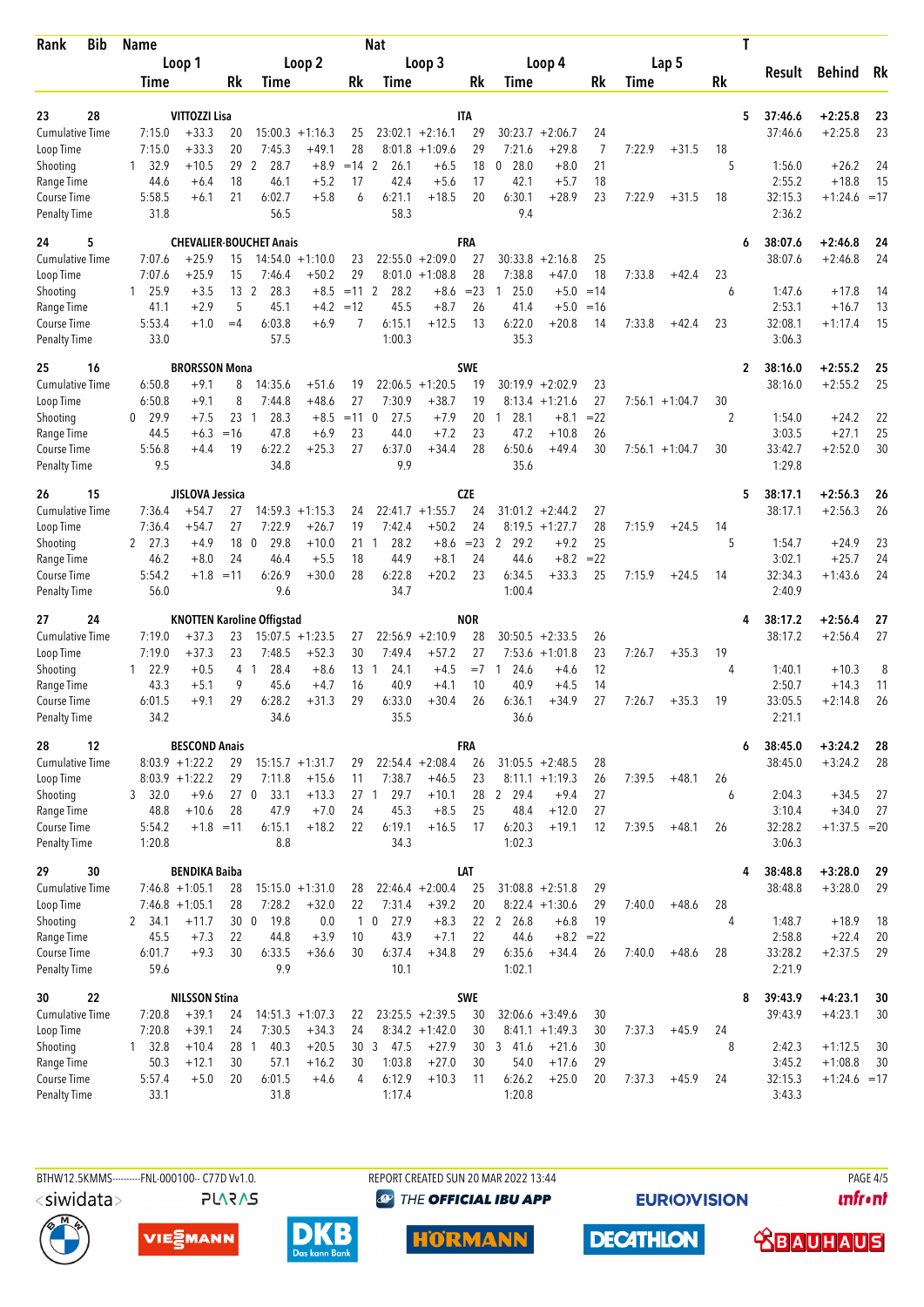| Rank | Bib | Name | | | Nat | | | | | | | | | | T | Result | Behind | Rk |
|---|---|---|---|---|---|---|---|---|---|---|---|---|---|---|---|---|---|---|
| | | Loop 1 | | | Loop 2 | | | Loop 3 | | | Loop 4 | | | Lap 5 | | | | |
| | | Time | | Rk | Time | | Rk | Time | | Rk | Time | | Rk | Time | | Rk | | |
| 23 | 28 | VITTOZZI Lisa | | | | | | ITA | | | | | | | 5 | 37:46.6 | +2:25.8 | 23 |
| Cumulative Time | | 7:15.0 | +33.3 | 20 | 15:00.3 | +1:16.3 | 25 | 23:02.1 | +2:16.1 | 29 | 30:23.7 | +2:06.7 | 24 | | | 37:46.6 | +2:25.8 | 23 |
| Loop Time | | 7:15.0 | +33.3 | 20 | 7:45.3 | +49.1 | 28 | 8:01.8 | +1:09.6 | 29 | 7:21.6 | +29.8 | 7 | 7:22.9 | +31.5 | 18 | | |
| Shooting | | 1 32.9 | +10.5 | 29 | 2 28.7 | +8.9 | =14 | 2 26.1 | +6.5 | 18 | 0 28.0 | +8.0 | 21 | | 5 | 1:56.0 | +26.2 | 24 |
| Range Time | | 44.6 | +6.4 | 18 | 46.1 | +5.2 | 17 | 42.4 | +5.6 | 17 | 42.1 | +5.7 | 18 | | | 2:55.2 | +18.8 | 15 |
| Course Time | | 5:58.5 | +6.1 | 21 | 6:02.7 | +5.8 | 6 | 6:21.1 | +18.5 | 20 | 6:30.1 | +28.9 | 23 | 7:22.9 | +31.5 | 18 | 32:15.3 | +1:24.6 =17 |
| Penalty Time | | 31.8 | | | 56.5 | | | 58.3 | | | 9.4 | | | | | 2:36.2 | | |
| 24 | 5 | CHEVALIER-BOUCHET Anais | | | | | | FRA | | | | | | | 6 | 38:07.6 | +2:46.8 | 24 |
| Cumulative Time | | 7:07.6 | +25.9 | 15 | 14:54.0 | +1:10.0 | 23 | 22:55.0 | +2:09.0 | 27 | 30:33.8 | +2:16.8 | 25 | | | 38:07.6 | +2:46.8 | 24 |
| Loop Time | | 7:07.6 | +25.9 | 15 | 7:46.4 | +50.2 | 29 | 8:01.0 | +1:08.8 | 28 | 7:38.8 | +47.0 | 18 | 7:33.8 | +42.4 | 23 | | |
| Shooting | | 1 25.9 | +3.5 | 13 | 2 28.3 | +8.5 | =11 | 2 28.2 | +8.6 | =23 | 1 25.0 | +5.0 | =14 | | 6 | 1:47.6 | +17.8 | 14 |
| Range Time | | 41.1 | +2.9 | 5 | 45.1 | +4.2 | =12 | 45.5 | +8.7 | 26 | 41.4 | +5.0 | =16 | | | 2:53.1 | +16.7 | 13 |
| Course Time | | 5:53.4 | +1.0 | =4 | 6:03.8 | +6.9 | 7 | 6:15.1 | +12.5 | 13 | 6:22.0 | +20.8 | 14 | 7:33.8 | +42.4 | 23 | 32:08.1 | +1:17.4 15 |
| Penalty Time | | 33.0 | | | 57.5 | | | 1:00.3 | | | 35.3 | | | | | 3:06.3 | | |
| 25 | 16 | BRORSSON Mona | | | | | | SWE | | | | | | | 2 | 38:16.0 | +2:55.2 | 25 |
| Cumulative Time | | 6:50.8 | +9.1 | 8 | 14:35.6 | +51.6 | 19 | 22:06.5 | +1:20.5 | 19 | 30:19.9 | +2:02.9 | 23 | | | 38:16.0 | +2:55.2 | 25 |
| Loop Time | | 6:50.8 | +9.1 | 8 | 7:44.8 | +48.6 | 27 | 7:30.9 | +38.7 | 19 | 8:13.4 | +1:21.6 | 27 | 7:56.1 | +1:04.7 | 30 | | |
| Shooting | | 0 29.9 | +7.5 | 23 | 1 28.3 | +8.5 | =11 | 0 27.5 | +7.9 | 20 | 1 28.1 | +8.1 | =22 | | 2 | 1:54.0 | +24.2 | 22 |
| Range Time | | 44.5 | +6.3 | =16 | 47.8 | +6.9 | 23 | 44.0 | +7.2 | 23 | 47.2 | +10.8 | 26 | | | 3:03.5 | +27.1 | 25 |
| Course Time | | 5:56.8 | +4.4 | 19 | 6:22.2 | +25.3 | 27 | 6:37.0 | +34.4 | 28 | 6:50.6 | +49.4 | 30 | 7:56.1 | +1:04.7 | 30 | 33:42.7 | +2:52.0 30 |
| Penalty Time | | 9.5 | | | 34.8 | | | 9.9 | | | 35.6 | | | | | 1:29.8 | | |
| 26 | 15 | JISLOVA Jessica | | | | | | CZE | | | | | | | 5 | 38:17.1 | +2:56.3 | 26 |
| Cumulative Time | | 7:36.4 | +54.7 | 27 | 14:59.3 | +1:15.3 | 24 | 22:41.7 | +1:55.7 | 24 | 31:01.2 | +2:44.2 | 27 | | | 38:17.1 | +2:56.3 | 26 |
| Loop Time | | 7:36.4 | +54.7 | 27 | 7:22.9 | +26.7 | 19 | 7:42.4 | +50.2 | 24 | 8:19.5 | +1:27.7 | 28 | 7:15.9 | +24.5 | 14 | | |
| Shooting | | 2 27.3 | +4.9 | 18 | 0 29.8 | +10.0 | 21 | 1 28.2 | +8.6 | =23 | 2 29.2 | +9.2 | 25 | | 5 | 1:54.7 | +24.9 | 23 |
| Range Time | | 46.2 | +8.0 | 24 | 46.4 | +5.5 | 18 | 44.9 | +8.1 | 24 | 44.6 | +8.2 | =22 | | | 3:02.1 | +25.7 | 24 |
| Course Time | | 5:54.2 | +1.8 | =11 | 6:26.9 | +30.0 | 28 | 6:22.8 | +20.2 | 23 | 6:34.5 | +33.3 | 25 | 7:15.9 | +24.5 | 14 | 32:34.3 | +1:43.6 24 |
| Penalty Time | | 56.0 | | | 9.6 | | | 34.7 | | | 1:00.4 | | | | | 2:40.9 | | |
| 27 | 24 | KNOTTEN Karoline Offigstad | | | | | | NOR | | | | | | | 4 | 38:17.2 | +2:56.4 | 27 |
| Cumulative Time | | 7:19.0 | +37.3 | 23 | 15:07.5 | +1:23.5 | 27 | 22:56.9 | +2:10.9 | 28 | 30:50.5 | +2:33.5 | 26 | | | 38:17.2 | +2:56.4 | 27 |
| Loop Time | | 7:19.0 | +37.3 | 23 | 7:48.5 | +52.3 | 30 | 7:49.4 | +57.2 | 27 | 7:53.6 | +1:01.8 | 23 | 7:26.7 | +35.3 | 19 | | |
| Shooting | | 1 22.9 | +0.5 | 4 | 1 28.4 | +8.6 | 13 | 1 24.1 | +4.5 | =7 | 1 24.6 | +4.6 | 12 | | 4 | 1:40.1 | +10.3 | 8 |
| Range Time | | 43.3 | +5.1 | 9 | 45.6 | +4.7 | 16 | 40.9 | +4.1 | 10 | 40.9 | +4.5 | 14 | | | 2:50.7 | +14.3 | 11 |
| Course Time | | 6:01.5 | +9.1 | 29 | 6:28.2 | +31.3 | 29 | 6:33.0 | +30.4 | 26 | 6:36.1 | +34.9 | 27 | 7:26.7 | +35.3 | 19 | 33:05.5 | +2:14.8 26 |
| Penalty Time | | 34.2 | | | 34.6 | | | 35.5 | | | 36.6 | | | | | 2:21.1 | | |
| 28 | 12 | BESCOND Anais | | | | | | FRA | | | | | | | 6 | 38:45.0 | +3:24.2 | 28 |
| Cumulative Time | | 8:03.9 | +1:22.2 | 29 | 15:15.7 | +1:31.7 | 29 | 22:54.4 | +2:08.4 | 26 | 31:05.5 | +2:48.5 | 28 | | | 38:45.0 | +3:24.2 | 28 |
| Loop Time | | 8:03.9 | +1:22.2 | 29 | 7:11.8 | +15.6 | 11 | 7:38.7 | +46.5 | 23 | 8:11.1 | +1:19.3 | 26 | 7:39.5 | +48.1 | 26 | | |
| Shooting | | 3 32.0 | +9.6 | 27 | 0 33.1 | +13.3 | 27 | 1 29.7 | +10.1 | 28 | 2 29.4 | +9.4 | 27 | | 6 | 2:04.3 | +34.5 | 27 |
| Range Time | | 48.8 | +10.6 | 28 | 47.9 | +7.0 | 24 | 45.3 | +8.5 | 25 | 48.4 | +12.0 | 27 | | | 3:10.4 | +34.0 | 27 |
| Course Time | | 5:54.2 | +1.8 | =11 | 6:15.1 | +18.2 | 22 | 6:19.1 | +16.5 | 17 | 6:20.3 | +19.1 | 12 | 7:39.5 | +48.1 | 26 | 32:28.2 | +1:37.5 =20 |
| Penalty Time | | 1:20.8 | | | 8.8 | | | 34.3 | | | 1:02.3 | | | | | 3:06.3 | | |
| 29 | 30 | BENDIKA Baiba | | | | | | LAT | | | | | | | 4 | 38:48.8 | +3:28.0 | 29 |
| Cumulative Time | | 7:46.8 | +1:05.1 | 28 | 15:15.0 | +1:31.0 | 28 | 22:46.4 | +2:00.4 | 25 | 31:08.8 | +2:51.8 | 29 | | | 38:48.8 | +3:28.0 | 29 |
| Loop Time | | 7:46.8 | +1:05.1 | 28 | 7:28.2 | +32.0 | 22 | 7:31.4 | +39.2 | 20 | 8:22.4 | +1:30.6 | 29 | 7:40.0 | +48.6 | 28 | | |
| Shooting | | 2 34.1 | +11.7 | 30 | 0 19.8 | 0.0 | 1 | 0 27.9 | +8.3 | 22 | 2 26.8 | +6.8 | 19 | | 4 | 1:48.7 | +18.9 | 18 |
| Range Time | | 45.5 | +7.3 | 22 | 44.8 | +3.9 | 10 | 43.9 | +7.1 | 22 | 44.6 | +8.2 | =22 | | | 2:58.8 | +22.4 | 20 |
| Course Time | | 6:01.7 | +9.3 | 30 | 6:33.5 | +36.6 | 30 | 6:37.4 | +34.8 | 29 | 6:35.6 | +34.4 | 26 | 7:40.0 | +48.6 | 28 | 33:28.2 | +2:37.5 29 |
| Penalty Time | | 59.6 | | | 9.9 | | | 10.1 | | | 1:02.1 | | | | | 2:21.9 | | |
| 30 | 22 | NILSSON Stina | | | | | | SWE | | | | | | | 8 | 39:43.9 | +4:23.1 | 30 |
| Cumulative Time | | 7:20.8 | +39.1 | 24 | 14:51.3 | +1:07.3 | 22 | 23:25.5 | +2:39.5 | 30 | 32:06.6 | +3:49.6 | 30 | | | 39:43.9 | +4:23.1 | 30 |
| Loop Time | | 7:20.8 | +39.1 | 24 | 7:30.5 | +34.3 | 24 | 8:34.2 | +1:42.0 | 30 | 8:41.1 | +1:49.3 | 30 | 7:37.3 | +45.9 | 24 | | |
| Shooting | | 1 32.8 | +10.4 | 28 | 1 40.3 | +20.5 | 30 | 3 47.5 | +27.9 | 30 | 3 41.6 | +21.6 | 30 | | 8 | 2:42.3 | +1:12.5 | 30 |
| Range Time | | 50.3 | +12.1 | 30 | 57.1 | +16.2 | 30 | 1:03.8 | +27.0 | 30 | 54.0 | +17.6 | 29 | | | 3:45.2 | +1:08.8 | 30 |
| Course Time | | 5:57.4 | +5.0 | 20 | 6:01.5 | +4.6 | 4 | 6:12.9 | +10.3 | 11 | 6:26.2 | +25.0 | 20 | 7:37.3 | +45.9 | 24 | 32:15.3 | +1:24.6 =17 |
| Penalty Time | | 33.1 | | | 31.8 | | | 1:17.4 | | | 1:20.8 | | | | | 3:43.3 | | |

BTHW12.5KMMS---------FNL-000100-- C77D Vv1.0. REPORT CREATED SUN 20 MAR 2022 13:44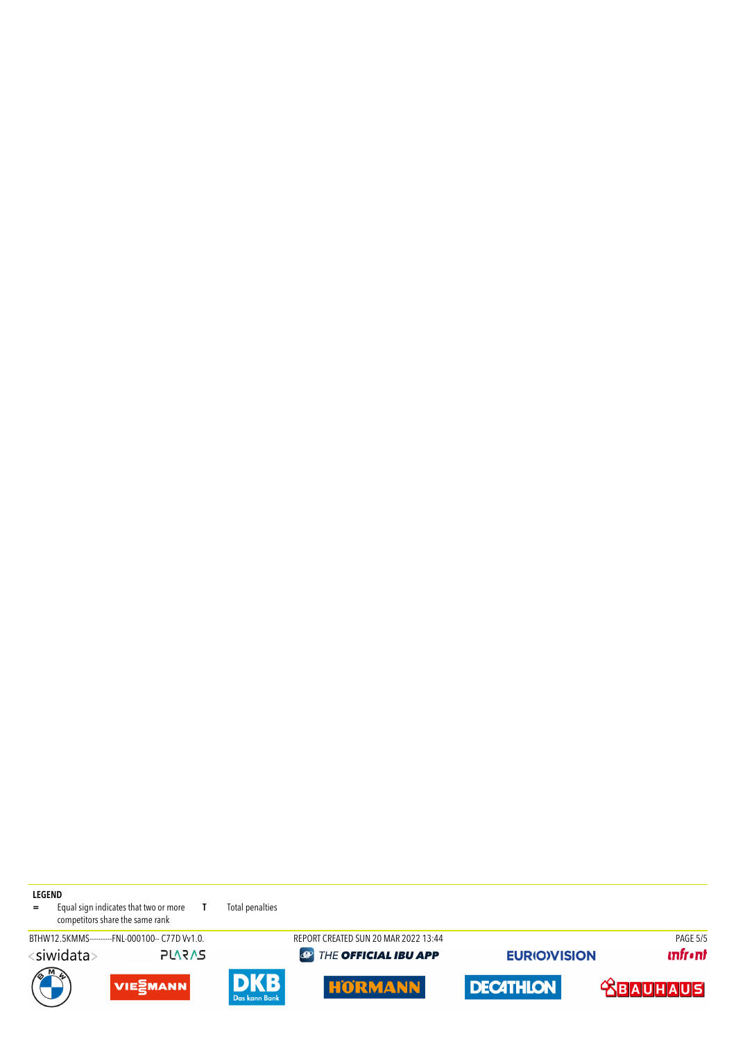**LEGEND**

| | | | |
|---|---|---|---|
| = | Equal sign indicates that two or more competitors share the same rank | T | Total penalties |